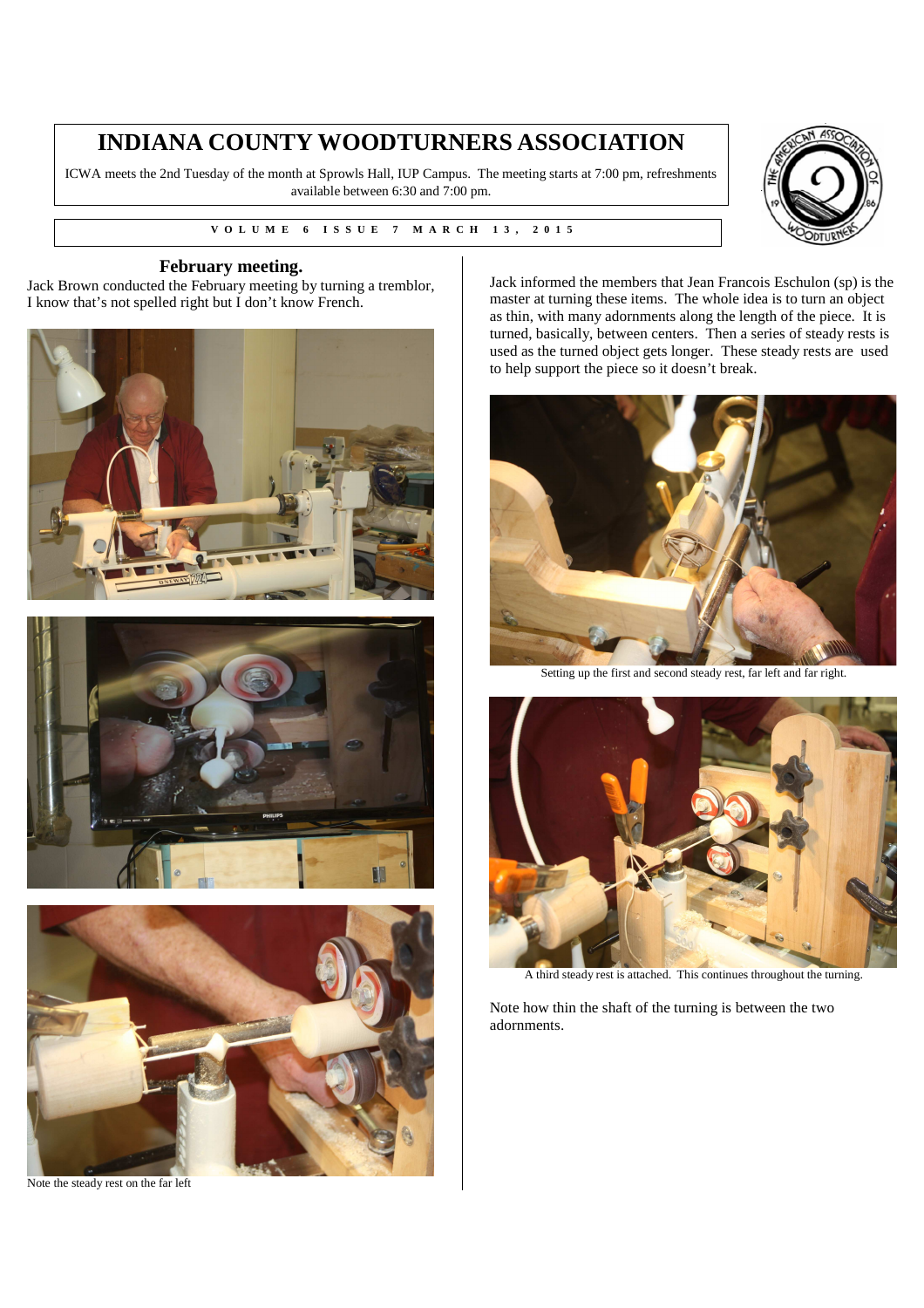# INDIANA COUNTY WOODTURNERS ASSOCIATION

ICWA meets the 2nd Tuesday of the month at Sprowls Hall, IUP Campus. The meeting starts at 7:00 pm, refreshments available between 6:30 and 7:00 pm.

VOLUME 6 ISSUE 7 MARCH 13, 2015

## February meeting.

Jack Brown conducted the February meeting by turning a tremblor, I know that's not spelled right but I don't know French.

Note the steady rest on the far left

Jack informed the members that Jean Francois Eschulon (sp) is the master at turning these items. The whole idea is to turn an object as thin, with many adornments along the length of the piece. It is turned, basically, between centers. Then a series of steady rests is used as the turned object gets longer. These steady rests are used to help support the piece so it doesn't break.

Setting up the first and second steady rest, far left and far right.

A third steady rest is attached. This continues throughout the turning.

Note how thin the shaft of the turning is between the two adornments.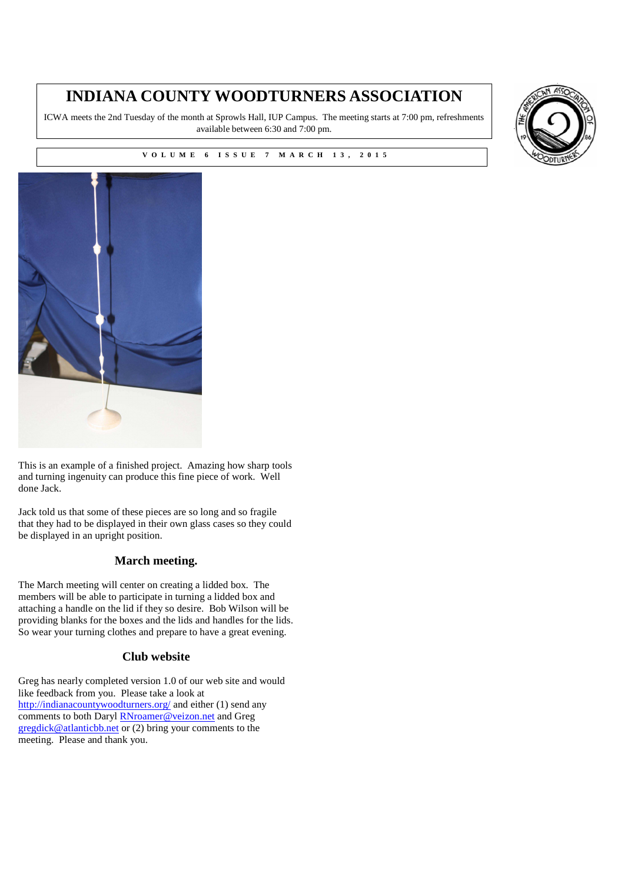# INDIANA COUNTY WOODTURNERS ASSOCIATION

ICWA meets the 2nd Tuesday of the month at Sprowls Hall, IUP Campus. The meeting starts at 7:00 pm, refreshments available between 6:30 and 7:00 pm.

**VOLUME 6 ISSUE 7 MARCH 13, 2015**

This is an example of a finished project. Amazing how sharp tools and turning ingenuity can produce this fine piece of work. Well done Jack.

Jack told us that some of these pieces are so long and so fragile that they had to be displayed in their own glass cases so they could be displayed in an upright position.

### March meeting.

The March meeting will center on creating a lidded box. The members will be able to participate in turning a lidded box and attaching a handle on the lid if they so desire. Bob Wilson will be providing blanks for the boxes and the lids and handles for the lids. So wear your turning clothes and prepare to have a great evening.

### Club website

Greg has nearly completed version 1.0 of our web site and would like feedback from you. Please take a look at http://indianacountywoodturners.org/ and either (1) send any comments to both Daryl RNroamer@veizon.net and Greg gregdick@atlanticbb.net or (2) bring your comments to the meeting. Please and thank you.